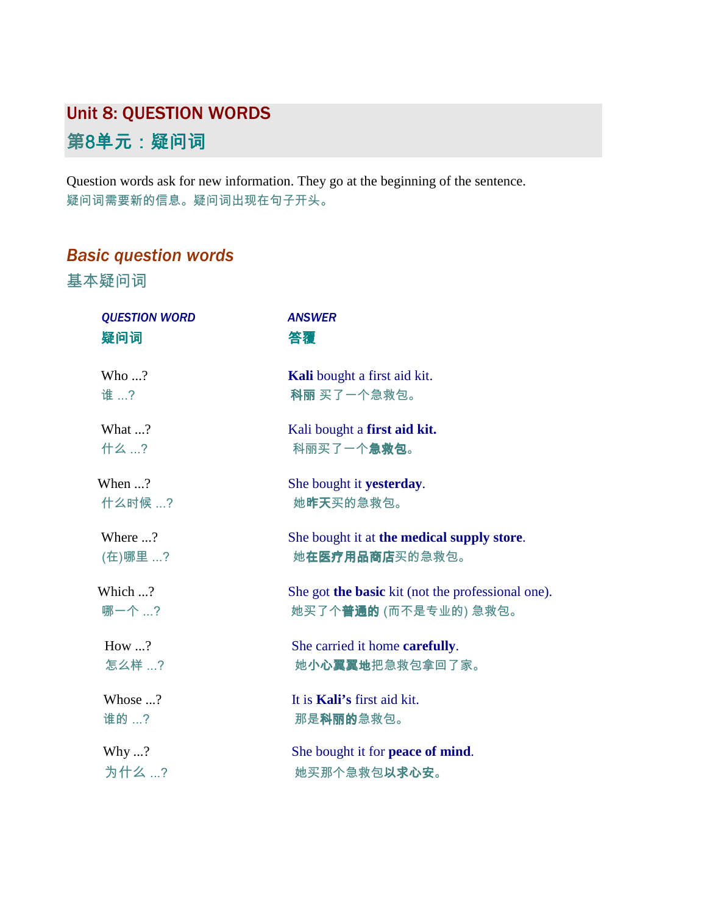# Unit 8: QUESTION WORDS
# 第8单元：疑问词

Question words ask for new information. They go at the beginning of the sentence.
疑问词需要新的信息。疑问词出现在句子开头。

## *Basic question words*
## 基本疑问词

| *QUESTION WORD* 疑问词 | *ANSWER* 答覆 |
|---|---|
| Who ...? 谁 ...? | **Kali** bought a first aid kit. **科丽** 买了一个急救包。 |
| What ...? 什么 ...? | Kali bought a **first aid kit.** 科丽买了一个**急救包**。 |
| When ...? 什么时候 ...? | She bought it **yesterday**. 她**昨天**买的急救包。 |
| Where ...? (在)哪里 ...? | She bought it at **the medical supply store**. 她**在医疗用品商店**买的急救包。 |
| Which ...? 哪一个 ...? | She got **the basic** kit (not the professional one). 她买了个**普通的** (而不是专业的) 急救包。 |
| How ...? 怎么样 ...? | She carried it home **carefully**. 她**小心翼翼地**把急救包拿回了家。 |
| Whose ...? 谁的 ...? | It is **Kali's** first aid kit. 那是**科丽的**急救包。 |
| Why ...? 为什么 ...? | She bought it for **peace of mind**. 她买那个急救包**以求心安**。 |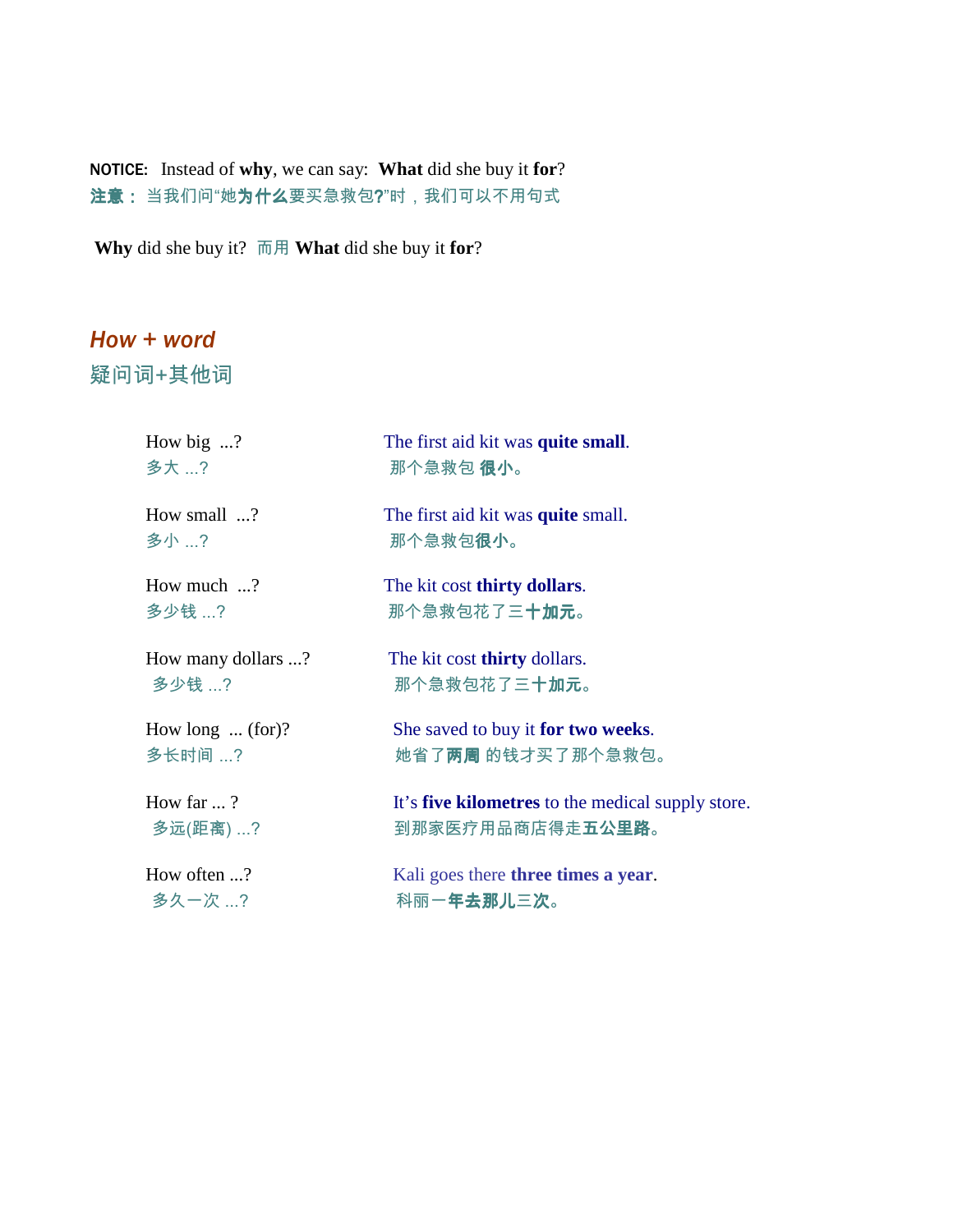**NOTICE:** Instead of **why**, we can say: **What** did she buy it **for**?
**注意：** 当我们问"她**为什么**要买急救包**?**"时，我们可以不用句式

**Why** did she buy it? 而用 **What** did she buy it **for**?

## *How + word*
## 疑问词+其他词

| | |
|---|---|
| How big ...?<br>多大 ...? | The first aid kit was **quite small**.<br>那个急救包 **很小。** |
| How small ...?<br>多小 ...? | The first aid kit was **quite** small.<br>那个急救包**很小。** |
| How much ...?<br>多少钱 ...? | The kit cost **thirty dollars**.<br>那个急救包花了三**十加元。** |
| How many dollars ...?<br>多少钱 ...? | The kit cost **thirty** dollars.<br>那个急救包花了三**十**加元。 |
| How long ... (for)?<br>多长时间 ...? | She saved to buy it **for two weeks**.<br>她省了**两周** 的钱才买了那个急救包。 |
| How far ... ?<br>多远(距离) ...? | It's **five kilometres** to the medical supply store.<br>到那家医疗用品商店得走**五公里路。** |
| How often ...?<br>多久一次 ...? | Kali goes there **three times a year**.<br>科丽一**年去那儿三次。** |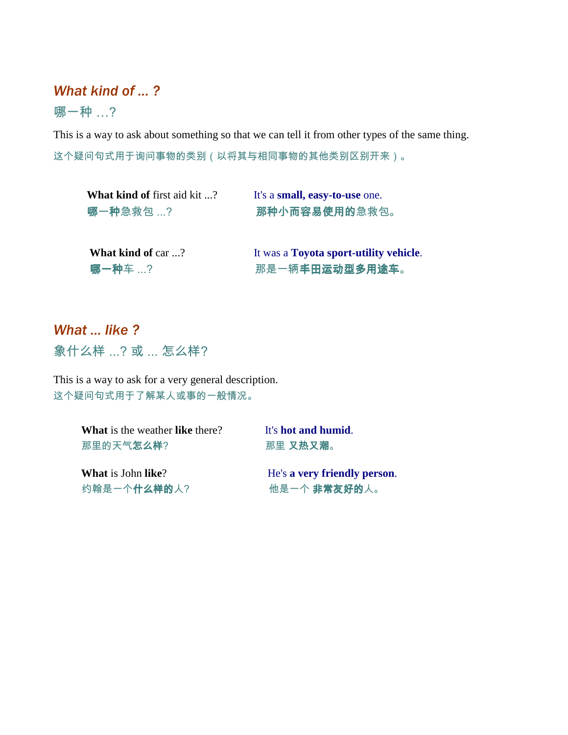## *What kind of ... ?*

### 哪一种 ...?

This is a way to ask about something so that we can tell it from other types of the same thing.

这个疑问句式用于询问事物的类别（以将其与相同事物的其他类别区别开来）。

| | |
|---|---|
| **What kind of** first aid kit ...?<br>**哪一种**急救包 ...? | It's a **small, easy-to-use** one.<br>**那种小而容易使用的**急救包。 |
| **What kind of** car ...?<br>**哪一种**车 ...? | It was a **Toyota sport-utility vehicle**.<br>那是一辆**丰田运动型多用途车。** |

## *What ... like ?*

### 象什么样 ...? 或 ... 怎么样?

This is a way to ask for a very general description.

这个疑问句式用于了解某人或事的一般情况。

| | |
|---|---|
| **What** is the weather **like** there?<br>那里的天气**怎么样**? | It's **hot and humid**.<br>那里 **又热又潮。** |
| **What** is John **like**?<br>约翰是一个**什么样的**人? | He's **a very friendly person**.<br>他是一个 **非常友好的**人。 |